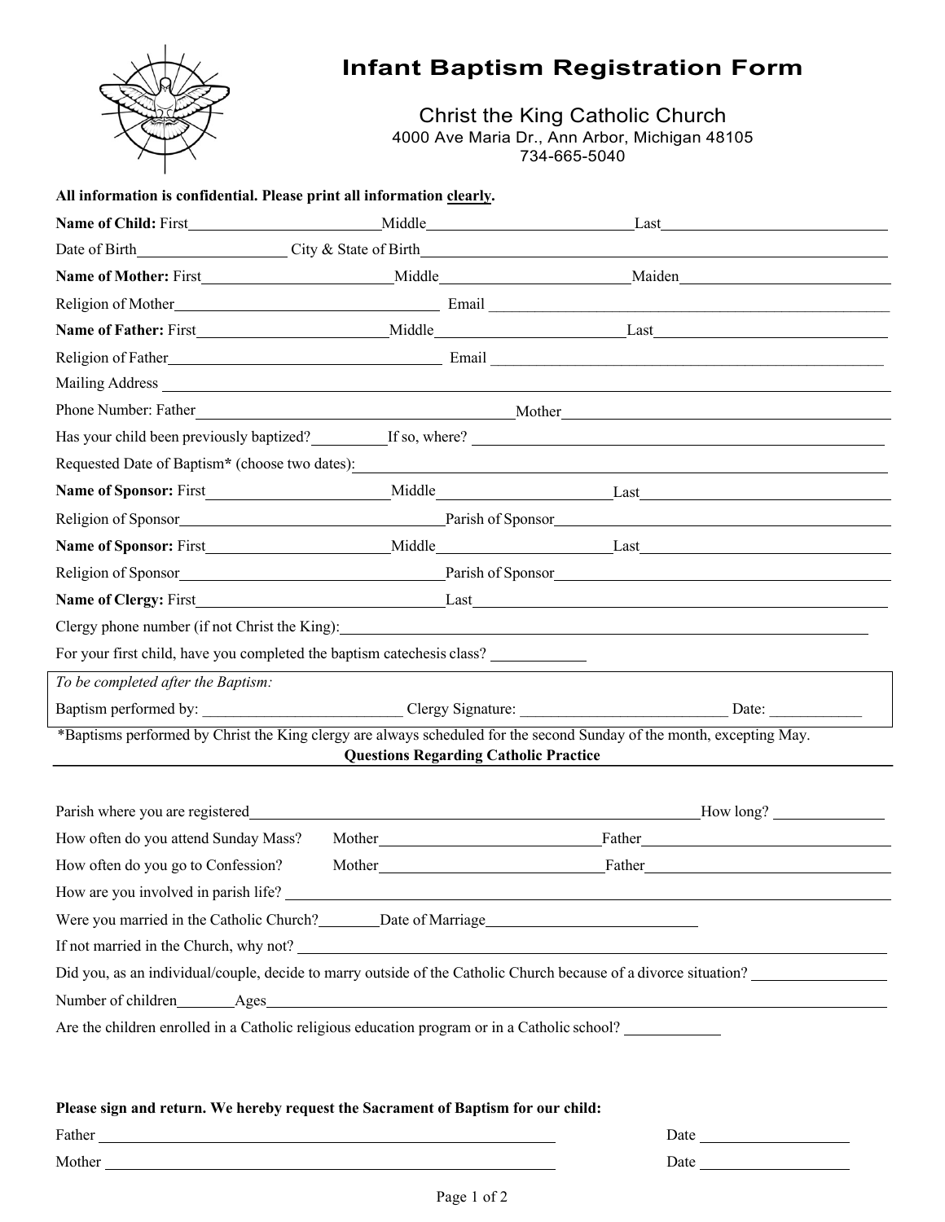# Infant Baptism Registration Form

## Christ the King Catholic Church

4000 Ave Maria Dr., Ann Arbor, Michigan 48105
734-665-5040

**All information is confidential. Please print all information clearly.**

**Name of Child:** First\_\_\_\_\_\_\_\_\_\_\_\_ Middle\_\_\_\_\_\_\_\_\_\_\_\_ Last\_\_\_\_\_\_\_\_\_\_\_\_

Date of Birth\_\_\_\_\_\_\_\_\_\_\_\_ City & State of Birth\_\_\_\_\_\_\_\_\_\_\_\_

**Name of Mother:** First\_\_\_\_\_\_\_\_\_\_\_\_ Middle\_\_\_\_\_\_\_\_\_\_\_\_ Maiden\_\_\_\_\_\_\_\_\_\_\_\_

Religion of Mother\_\_\_\_\_\_\_\_\_\_\_\_ Email \_\_\_\_\_\_\_\_\_\_\_\_

**Name of Father:** First\_\_\_\_\_\_\_\_\_\_\_\_ Middle\_\_\_\_\_\_\_\_\_\_\_\_ Last\_\_\_\_\_\_\_\_\_\_\_\_

Religion of Father\_\_\_\_\_\_\_\_\_\_\_\_ Email \_\_\_\_\_\_\_\_\_\_\_\_

Mailing Address \_\_\_\_\_\_\_\_\_\_\_\_

Phone Number: Father\_\_\_\_\_\_\_\_\_\_\_\_ Mother\_\_\_\_\_\_\_\_\_\_\_\_

Has your child been previously baptized?\_\_\_\_\_\_ If so, where? \_\_\_\_\_\_\_\_\_\_\_\_

Requested Date of Baptism* (choose two dates):\_\_\_\_\_\_\_\_\_\_\_\_

**Name of Sponsor:** First\_\_\_\_\_\_\_\_\_\_\_\_ Middle\_\_\_\_\_\_\_\_\_\_\_\_ Last\_\_\_\_\_\_\_\_\_\_\_\_

Religion of Sponsor\_\_\_\_\_\_\_\_\_\_\_\_ Parish of Sponsor\_\_\_\_\_\_\_\_\_\_\_\_

**Name of Sponsor:** First\_\_\_\_\_\_\_\_\_\_\_\_ Middle\_\_\_\_\_\_\_\_\_\_\_\_ Last\_\_\_\_\_\_\_\_\_\_\_\_

Religion of Sponsor\_\_\_\_\_\_\_\_\_\_\_\_ Parish of Sponsor\_\_\_\_\_\_\_\_\_\_\_\_

**Name of Clergy:** First\_\_\_\_\_\_\_\_\_\_\_\_ Last\_\_\_\_\_\_\_\_\_\_\_\_

Clergy phone number (if not Christ the King):\_\_\_\_\_\_\_\_\_\_\_\_

For your first child, have you completed the baptism catechesis class? \_\_\_\_\_\_

*To be completed after the Baptism:*

Baptism performed by: \_\_\_\_\_\_\_\_\_\_\_\_ Clergy Signature: \_\_\_\_\_\_\_\_\_\_\_\_ Date: \_\_\_\_\_\_

*Baptisms performed by Christ the King clergy are always scheduled for the second Sunday of the month, excepting May.

**Questions Regarding Catholic Practice**

Parish where you are registered\_\_\_\_\_\_\_\_\_\_\_\_ How long? \_\_\_\_\_\_

How often do you attend Sunday Mass? Mother\_\_\_\_\_\_\_\_\_\_\_\_ Father\_\_\_\_\_\_\_\_\_\_\_\_

How often do you go to Confession? Mother\_\_\_\_\_\_\_\_\_\_\_\_ Father\_\_\_\_\_\_\_\_\_\_\_\_

How are you involved in parish life? \_\_\_\_\_\_\_\_\_\_\_\_

Were you married in the Catholic Church?\_\_\_\_\_\_ Date of Marriage\_\_\_\_\_\_\_\_\_\_\_\_

If not married in the Church, why not? \_\_\_\_\_\_\_\_\_\_\_\_

Did you, as an individual/couple, decide to marry outside of the Catholic Church because of a divorce situation? \_\_\_\_\_\_

Number of children\_\_\_\_\_\_ Ages\_\_\_\_\_\_\_\_\_\_\_\_

Are the children enrolled in a Catholic religious education program or in a Catholic school? \_\_\_\_\_\_

**Please sign and return. We hereby request the Sacrament of Baptism for our child:**

Father \_\_\_\_\_\_\_\_\_\_\_\_ Date \_\_\_\_\_\_

Mother \_\_\_\_\_\_\_\_\_\_\_\_ Date \_\_\_\_\_\_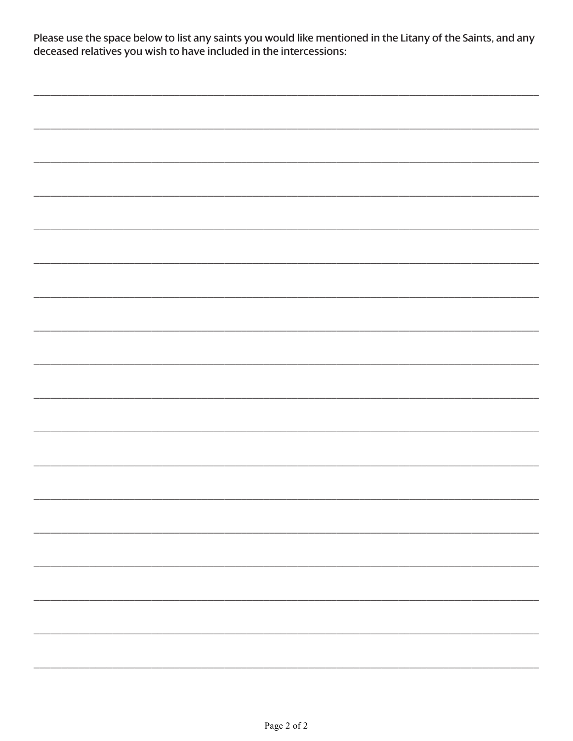Please use the space below to list any saints you would like mentioned in the Litany of the Saints, and any deceased relatives you wish to have included in the intercessions:

___________________________________________________________________________

___________________________________________________________________________

___________________________________________________________________________

___________________________________________________________________________

___________________________________________________________________________

___________________________________________________________________________

___________________________________________________________________________

___________________________________________________________________________

___________________________________________________________________________

___________________________________________________________________________

___________________________________________________________________________

___________________________________________________________________________

___________________________________________________________________________

___________________________________________________________________________

___________________________________________________________________________

___________________________________________________________________________

___________________________________________________________________________

___________________________________________________________________________